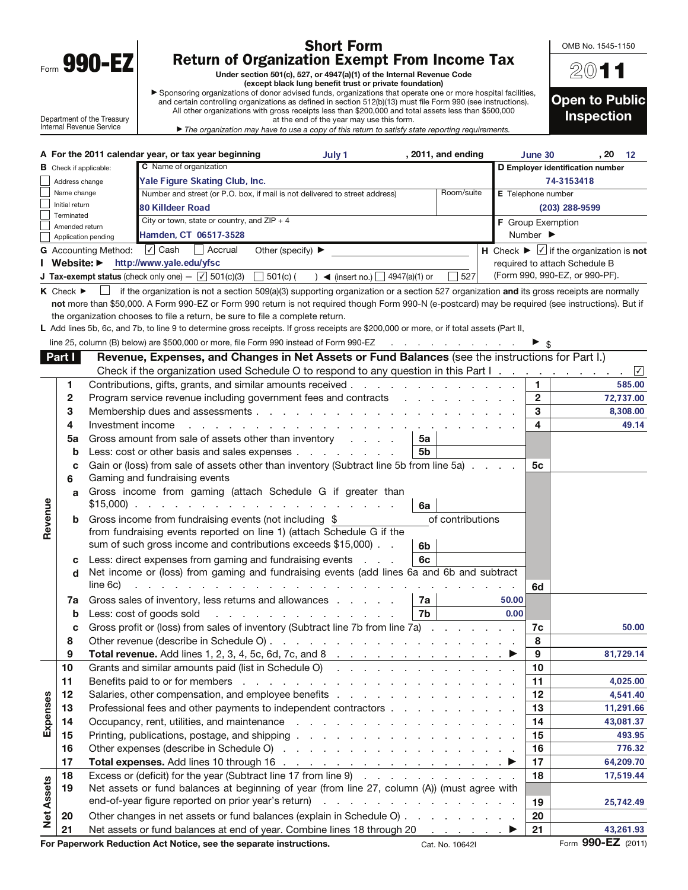Form **990-EZ**

Department of the Treasury
Internal Revenue Service

# Short Form Return of Organization Exempt From Income Tax

**Under section 501(c), 527, or 4947(a)(1) of the Internal Revenue Code (except black lung benefit trust or private foundation)**

▶ Sponsoring organizations of donor advised funds, organizations that operate one or more hospital facilities, and certain controlling organizations as defined in section 512(b)(13) must file Form 990 (see instructions). All other organizations with gross receipts less than $200,000 and total assets less than $500,000 at the end of the year may use this form.

▶ *The organization may have to use a copy of this return to satisfy state reporting requirements.*

OMB No. 1545-1150

**2011**

**Open to Public Inspection**

**A** For the 2011 calendar year, or tax year beginning July 1, 2011, and ending June 30, 20 12

**B** Check if applicable:
- ☐ Address change
- ☐ Name change
- ☐ Initial return
- ☐ Terminated
- ☐ Amended return
- ☐ Application pending

**C** Name of organization: Yale Figure Skating Club, Inc.

Number and street (or P.O. box, if mail is not delivered to street address): 80 Killdeer Road | Room/suite:

City or town, state or country, and ZIP + 4: Hamden, CT 06517-3528

**D Employer identification number:** 74-3153418

**E** Telephone number: (203) 288-9599

**F** Group Exemption Number ▶

**G** Accounting Method: ☑ Cash ☐ Accrual Other (specify) ▶

**H** Check ▶ ☑ if the organization is **not** required to attach Schedule B (Form 990, 990-EZ, or 990-PF).

**I Website:** ▶ http://www.yale.edu/yfsc

**J Tax-exempt status** (check only one) — ☑ 501(c)(3) ☐ 501(c) ( ) ◀ (insert no.) ☐ 4947(a)(1) or ☐ 527

**K** Check ▶ ☐ if the organization is not a section 509(a)(3) supporting organization or a section 527 organization **and** its gross receipts are normally **not** more than $50,000. A Form 990-EZ or Form 990 return is not required though Form 990-N (e-postcard) may be required (see instructions). But if the organization chooses to file a return, be sure to file a complete return.

**L** Add lines 5b, 6c, and 7b, to line 9 to determine gross receipts. If gross receipts are $200,000 or more, or if total assets (Part II, line 25, column (B) below) are $500,000 or more, file Form 990 instead of Form 990-EZ . . . ▶ $

## Part I — Revenue, Expenses, and Changes in Net Assets or Fund Balances (see the instructions for Part I.)

Check if the organization used Schedule O to respond to any question in this Part I . . . ☑

| Section | Line | Description | Sub-line | Sub-amount | Line | Amount |
|---|---|---|---|---|---|---|
| Revenue | 1 | Contributions, gifts, grants, and similar amounts received | | | 1 | 585.00 |
| | 2 | Program service revenue including government fees and contracts | | | 2 | 72,737.00 |
| | 3 | Membership dues and assessments | | | 3 | 8,308.00 |
| | 4 | Investment income | | | 4 | 49.14 |
| | 5a | Gross amount from sale of assets other than inventory | 5a | | | |
| | b | Less: cost or other basis and sales expenses | 5b | | | |
| | c | Gain or (loss) from sale of assets other than inventory (Subtract line 5b from line 5a) | | | 5c | |
| | 6 | Gaming and fundraising events | | | | |
| | a | Gross income from gaming (attach Schedule G if greater than $15,000) | 6a | | | |
| | b | Gross income from fundraising events (not including $ of contributions from fundraising events reported on line 1) (attach Schedule G if the sum of such gross income and contributions exceeds $15,000) | 6b | | | |
| | c | Less: direct expenses from gaming and fundraising events | 6c | | | |
| | d | Net income or (loss) from gaming and fundraising events (add lines 6a and 6b and subtract line 6c) | | | 6d | |
| | 7a | Gross sales of inventory, less returns and allowances | 7a | 50.00 | | |
| | b | Less: cost of goods sold | 7b | 0.00 | | |
| | c | Gross profit or (loss) from sales of inventory (Subtract line 7b from line 7a) | | | 7c | 50.00 |
| | 8 | Other revenue (describe in Schedule O) | | | 8 | |
| | 9 | **Total revenue.** Add lines 1, 2, 3, 4, 5c, 6d, 7c, and 8 ▶ | | | 9 | 81,729.14 |
| Expenses | 10 | Grants and similar amounts paid (list in Schedule O) | | | 10 | |
| | 11 | Benefits paid to or for members | | | 11 | 4,025.00 |
| | 12 | Salaries, other compensation, and employee benefits | | | 12 | 4,541.40 |
| | 13 | Professional fees and other payments to independent contractors | | | 13 | 11,291.66 |
| | 14 | Occupancy, rent, utilities, and maintenance | | | 14 | 43,081.37 |
| | 15 | Printing, publications, postage, and shipping | | | 15 | 493.95 |
| | 16 | Other expenses (describe in Schedule O) | | | 16 | 776.32 |
| | 17 | **Total expenses.** Add lines 10 through 16 ▶ | | | 17 | 64,209.70 |
| Net Assets | 18 | Excess or (deficit) for the year (Subtract line 17 from line 9) | | | 18 | 17,519.44 |
| | 19 | Net assets or fund balances at beginning of year (from line 27, column (A)) (must agree with end-of-year figure reported on prior year's return) | | | 19 | 25,742.49 |
| | 20 | Other changes in net assets or fund balances (explain in Schedule O) | | | 20 | |
| | 21 | Net assets or fund balances at end of year. Combine lines 18 through 20 ▶ | | | 21 | 43,261.93 |

**For Paperwork Reduction Act Notice, see the separate instructions.** Cat. No. 10642I Form **990-EZ** (2011)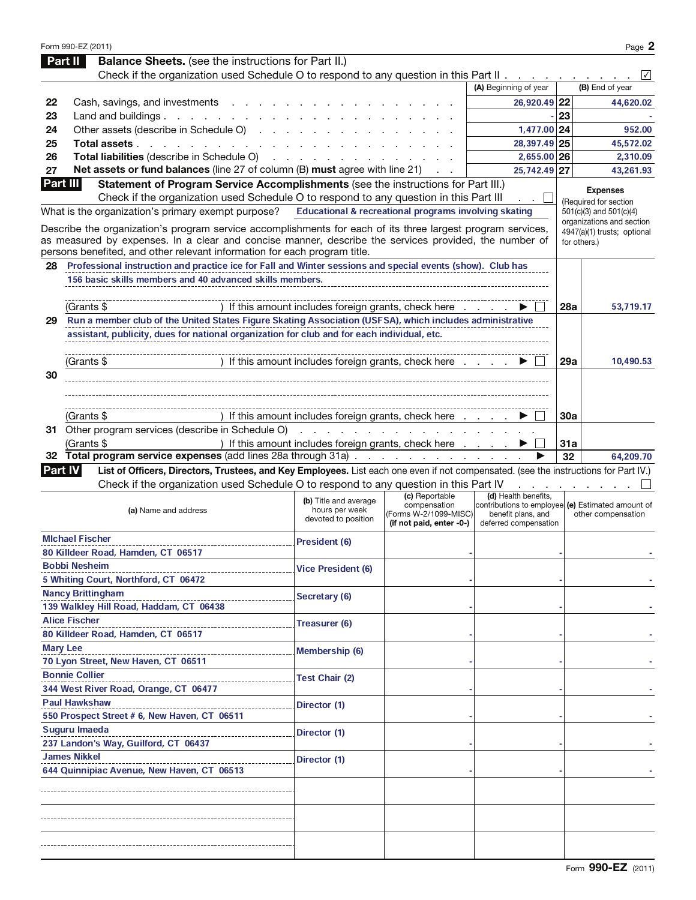## Part II Balance Sheets. (see the instructions for Part II.)

Check if the organization used Schedule O to respond to any question in this Part II . . . ☑

| | | (A) Beginning of year | | (B) End of year |
|---|---|---|---|---|
| 22 | Cash, savings, and investments | 26,920.49 | 22 | 44,620.02 |
| 23 | Land and buildings | - | 23 | - |
| 24 | Other assets (describe in Schedule O) | 1,477.00 | 24 | 952.00 |
| 25 | **Total assets** | 28,397.49 | 25 | 45,572.02 |
| 26 | **Total liabilities** (describe in Schedule O) | 2,655.00 | 26 | 2,310.09 |
| 27 | **Net assets or fund balances** (line 27 of column (B) **must** agree with line 21) | 25,742.49 | 27 | 43,261.93 |

## Part III Statement of Program Service Accomplishments (see the instructions for Part III.)

Check if the organization used Schedule O to respond to any question in this Part III . . ☐

What is the organization's primary exempt purpose? Educational & recreational programs involving skating

Describe the organization's program service accomplishments for each of its three largest program services, as measured by expenses. In a clear and concise manner, describe the services provided, the number of persons benefited, and other relevant information for each program title.

**Expenses** (Required for section 501(c)(3) and 501(c)(4) organizations and section 4947(a)(1) trusts; optional for others.)

| | | | Expenses |
|---|---|---|---|
| 28 | Professional instruction and practice ice for Fall and Winter sessions and special events (show). Club has 156 basic skills members and 40 advanced skills members. (Grants $ ) If this amount includes foreign grants, check here ☐ | 28a | 53,719.17 |
| 29 | Run a member club of the United States Figure Skating Association (USFSA), which includes administrative assistant, publicity, dues for national organization for club and for each individual, etc. (Grants $ ) If this amount includes foreign grants, check here ☐ | 29a | 10,490.53 |
| 30 | (Grants $ ) If this amount includes foreign grants, check here ☐ | 30a | |
| 31 | Other program services (describe in Schedule O) (Grants $ ) If this amount includes foreign grants, check here ☐ | 31a | |
| 32 | **Total program service expenses** (add lines 28a through 31a) | 32 | 64,209.70 |

## Part IV List of Officers, Directors, Trustees, and Key Employees. List each one even if not compensated. (see the instructions for Part IV.)

Check if the organization used Schedule O to respond to any question in this Part IV . . . ☐

| (a) Name and address | (b) Title and average hours per week devoted to position | (c) Reportable compensation (Forms W-2/1099-MISC) (if not paid, enter -0-) | (d) Health benefits, contributions to employee benefit plans, and deferred compensation | (e) Estimated amount of other compensation |
|---|---|---|---|---|
| MIchael Fischer<br>80 Killdeer Road, Hamden, CT 06517 | President (6) | - | - | - |
| Bobbi Nesheim<br>5 Whiting Court, Northford, CT 06472 | Vice President (6) | - | - | - |
| Nancy Brittingham<br>139 Walkley Hill Road, Haddam, CT 06438 | Secretary (6) | - | - | - |
| Alice Fischer<br>80 Killdeer Road, Hamden, CT 06517 | Treasurer (6) | - | - | - |
| Mary Lee<br>70 Lyon Street, New Haven, CT 06511 | Membership (6) | - | - | - |
| Bonnie Collier<br>344 West River Road, Orange, CT 06477 | Test Chair (2) | - | - | - |
| Paul Hawkshaw<br>550 Prospect Street # 6, New Haven, CT 06511 | Director (1) | - | - | - |
| Suguru Imaeda<br>237 Landon's Way, Guilford, CT 06437 | Director (1) | - | - | - |
| James Nikkel<br>644 Quinnipiac Avenue, New Haven, CT 06513 | Director (1) | - | - | - |
| | | | | |
| | | | | |
| | | | | |

Form **990-EZ** (2011)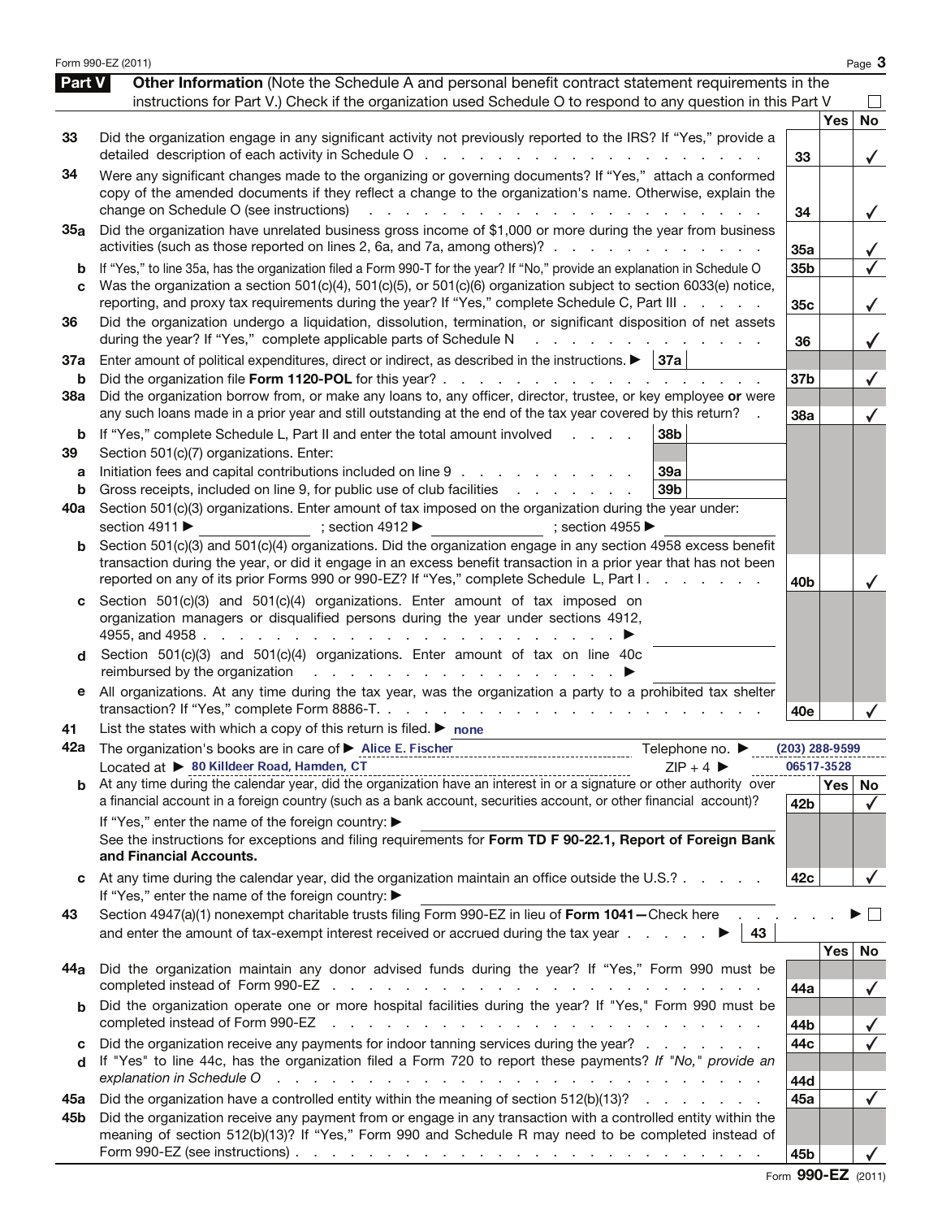Form 990-EZ (2011) Page **3**

## Part V Other Information

(Note the Schedule A and personal benefit contract statement requirements in the instructions for Part V.) Check if the organization used Schedule O to respond to any question in this Part V ☐

| | | Line | Yes | No |
|---|---|---|---|---|
| **33** | Did the organization engage in any significant activity not previously reported to the IRS? If "Yes," provide a detailed description of each activity in Schedule O | 33 | | ✓ |
| **34** | Were any significant changes made to the organizing or governing documents? If "Yes," attach a conformed copy of the amended documents if they reflect a change to the organization's name. Otherwise, explain the change on Schedule O (see instructions) | 34 | | ✓ |
| **35a** | Did the organization have unrelated business gross income of $1,000 or more during the year from business activities (such as those reported on lines 2, 6a, and 7a, among others)? | 35a | | ✓ |
| **b** | If "Yes," to line 35a, has the organization filed a Form 990-T for the year? If "No," provide an explanation in Schedule O | 35b | | ✓ |
| **c** | Was the organization a section 501(c)(4), 501(c)(5), or 501(c)(6) organization subject to section 6033(e) notice, reporting, and proxy tax requirements during the year? If "Yes," complete Schedule C, Part III | 35c | | ✓ |
| **36** | Did the organization undergo a liquidation, dissolution, termination, or significant disposition of net assets during the year? If "Yes," complete applicable parts of Schedule N | 36 | | ✓ |
| **37a** | Enter amount of political expenditures, direct or indirect, as described in the instructions. ▶ 37a | | | |
| **b** | Did the organization file **Form 1120-POL** for this year? | 37b | | ✓ |
| **38a** | Did the organization borrow from, or make any loans to, any officer, director, trustee, or key employee **or** were any such loans made in a prior year and still outstanding at the end of the tax year covered by this return? | 38a | | ✓ |
| **b** | If "Yes," complete Schedule L, Part II and enter the total amount involved — 38b | | | |
| **39** | Section 501(c)(7) organizations. Enter: | | | |
| **a** | Initiation fees and capital contributions included on line 9 — 39a | | | |
| **b** | Gross receipts, included on line 9, for public use of club facilities — 39b | | | |
| **40a** | Section 501(c)(3) organizations. Enter amount of tax imposed on the organization during the year under: section 4911 ▶ ; section 4912 ▶ ; section 4955 ▶ | | | |
| **b** | Section 501(c)(3) and 501(c)(4) organizations. Did the organization engage in any section 4958 excess benefit transaction during the year, or did it engage in an excess benefit transaction in a prior year that has not been reported on any of its prior Forms 990 or 990-EZ? If "Yes," complete Schedule L, Part I | 40b | | ✓ |
| **c** | Section 501(c)(3) and 501(c)(4) organizations. Enter amount of tax imposed on organization managers or disqualified persons during the year under sections 4912, 4955, and 4958 ▶ | | | |
| **d** | Section 501(c)(3) and 501(c)(4) organizations. Enter amount of tax on line 40c reimbursed by the organization ▶ | | | |
| **e** | All organizations. At any time during the tax year, was the organization a party to a prohibited tax shelter transaction? If "Yes," complete Form 8886-T | 40e | | ✓ |

**41** List the states with which a copy of this return is filed. ▶ none

**42a** The organization's books are in care of ▶ Alice E. Fischer Telephone no. ▶ (203) 288-9599

Located at ▶ 80 Killdeer Road, Hamden, CT ZIP + 4 ▶ 06517-3528

| | | Line | Yes | No |
|---|---|---|---|---|
| **b** | At any time during the calendar year, did the organization have an interest in or a signature or other authority over a financial account in a foreign country (such as a bank account, securities account, or other financial account)? If "Yes," enter the name of the foreign country: ▶ See the instructions for exceptions and filing requirements for **Form TD F 90-22.1, Report of Foreign Bank and Financial Accounts.** | 42b | | ✓ |
| **c** | At any time during the calendar year, did the organization maintain an office outside the U.S.? If "Yes," enter the name of the foreign country: ▶ | 42c | | ✓ |
| **43** | Section 4947(a)(1) nonexempt charitable trusts filing Form 990-EZ in lieu of **Form 1041**—Check here ▶ ☐ and enter the amount of tax-exempt interest received or accrued during the tax year ▶ 43 | | | |
| **44a** | Did the organization maintain any donor advised funds during the year? If "Yes," Form 990 must be completed instead of Form 990-EZ | 44a | | ✓ |
| **b** | Did the organization operate one or more hospital facilities during the year? If "Yes," Form 990 must be completed instead of Form 990-EZ | 44b | | ✓ |
| **c** | Did the organization receive any payments for indoor tanning services during the year? | 44c | | ✓ |
| **d** | If "Yes" to line 44c, has the organization filed a Form 720 to report these payments? *If "No," provide an explanation in Schedule O* | 44d | | |
| **45a** | Did the organization have a controlled entity within the meaning of section 512(b)(13)? | 45a | | ✓ |
| **45b** | Did the organization receive any payment from or engage in any transaction with a controlled entity within the meaning of section 512(b)(13)? If "Yes," Form 990 and Schedule R may need to be completed instead of Form 990-EZ (see instructions) | 45b | | ✓ |

Form **990-EZ** (2011)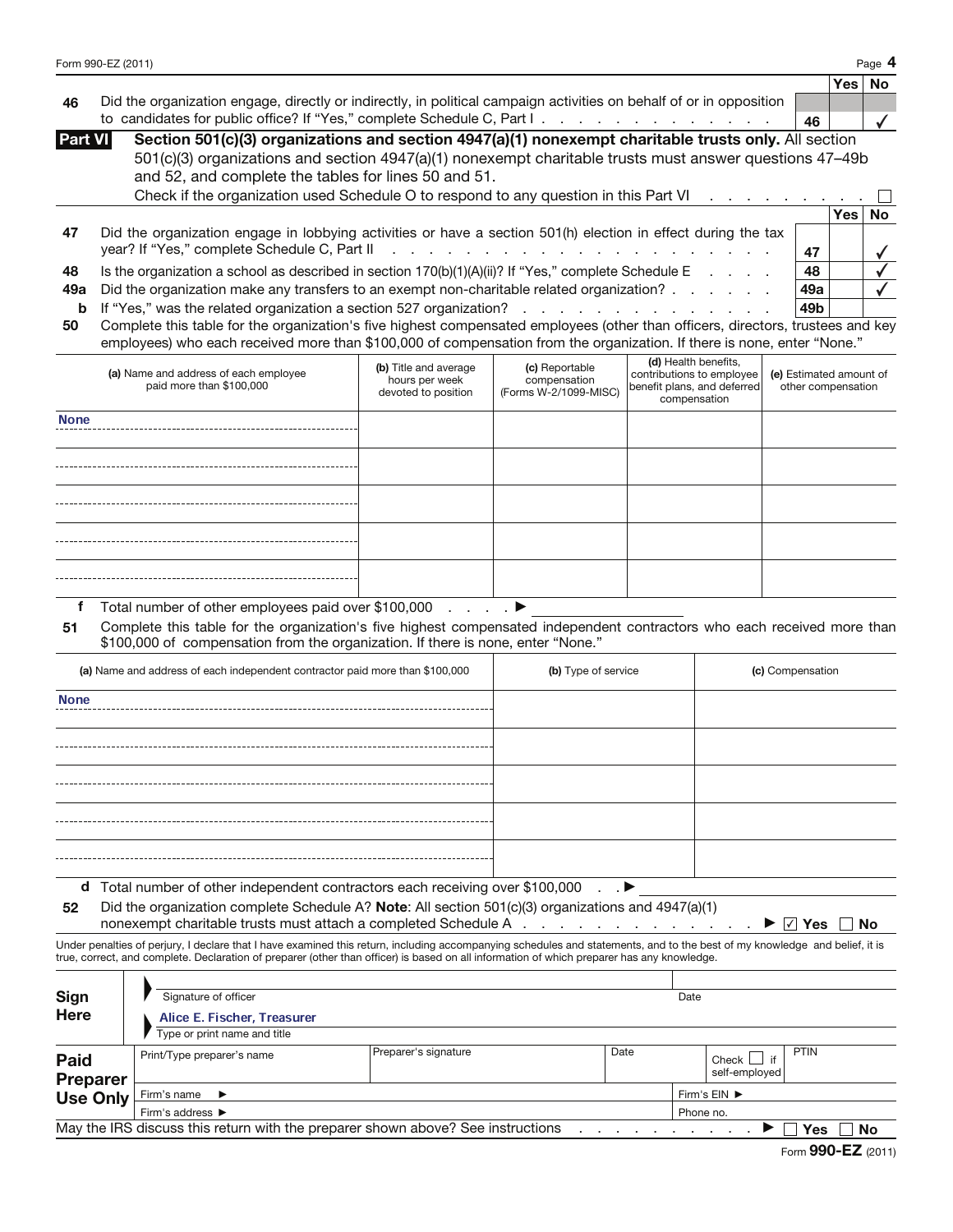| | | Yes | No |
|---|---|---|---|
| **46** Did the organization engage, directly or indirectly, in political campaign activities on behalf of or in opposition to candidates for public office? If "Yes," complete Schedule C, Part I | 46 | | ✓ |

## Part VI Section 501(c)(3) organizations and section 4947(a)(1) nonexempt charitable trusts only.

All section 501(c)(3) organizations and section 4947(a)(1) nonexempt charitable trusts must answer questions 47–49b and 52, and complete the tables for lines 50 and 51.

Check if the organization used Schedule O to respond to any question in this Part VI ☐

| | | Yes | No |
|---|---|---|---|
| **47** Did the organization engage in lobbying activities or have a section 501(h) election in effect during the tax year? If "Yes," complete Schedule C, Part II | 47 | | ✓ |
| **48** Is the organization a school as described in section 170(b)(1)(A)(ii)? If "Yes," complete Schedule E | 48 | | ✓ |
| **49a** Did the organization make any transfers to an exempt non-charitable related organization? | 49a | | ✓ |
| **b** If "Yes," was the related organization a section 527 organization? | 49b | | |

**50** Complete this table for the organization's five highest compensated employees (other than officers, directors, trustees and key employees) who each received more than $100,000 of compensation from the organization. If there is none, enter "None."

| (a) Name and address of each employee paid more than $100,000 | (b) Title and average hours per week devoted to position | (c) Reportable compensation (Forms W-2/1099-MISC) | (d) Health benefits, contributions to employee benefit plans, and deferred compensation | (e) Estimated amount of other compensation |
|---|---|---|---|---|
| None | | | | |
| | | | | |
| | | | | |
| | | | | |
| | | | | |

**f** Total number of other employees paid over $100,000 ▶

**51** Complete this table for the organization's five highest compensated independent contractors who each received more than $100,000 of compensation from the organization. If there is none, enter "None."

| (a) Name and address of each independent contractor paid more than $100,000 | (b) Type of service | (c) Compensation |
|---|---|---|
| None | | |
| | | |
| | | |
| | | |
| | | |

**d** Total number of other independent contractors each receiving over $100,000 ▶

**52** Did the organization complete Schedule A? **Note**: All section 501(c)(3) organizations and 4947(a)(1) nonexempt charitable trusts must attach a completed Schedule A ▶ ☑ Yes ☐ No

Under penalties of perjury, I declare that I have examined this return, including accompanying schedules and statements, and to the best of my knowledge and belief, it is true, correct, and complete. Declaration of preparer (other than officer) is based on all information of which preparer has any knowledge.

**Sign Here**

▶ Signature of officer — Date

▶ Alice E. Fischer, Treasurer
Type or print name and title

**Paid Preparer Use Only**

| Print/Type preparer's name | Preparer's signature | Date | Check ☐ if self-employed | PTIN |
|---|---|---|---|---|
| | | | | |

Firm's name ▶ — Firm's EIN ▶

Firm's address ▶ — Phone no.

May the IRS discuss this return with the preparer shown above? See instructions ▶ ☐ Yes ☐ No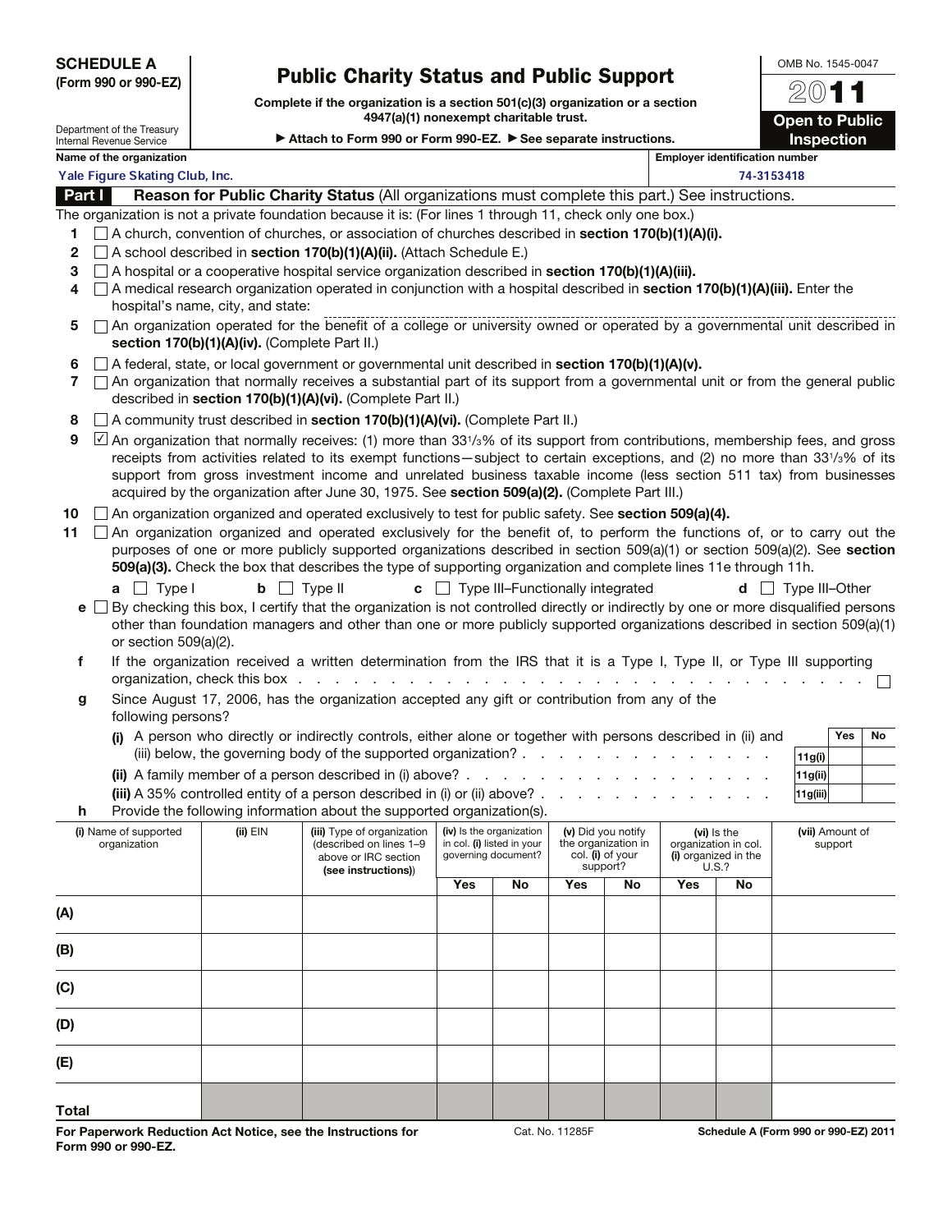**SCHEDULE A**
**(Form 990 or 990-EZ)**

Department of the Treasury
Internal Revenue Service

# Public Charity Status and Public Support

**Complete if the organization is a section 501(c)(3) organization or a section 4947(a)(1) nonexempt charitable trust.**

▶ **Attach to Form 990 or Form 990-EZ.** ▶ **See separate instructions.**

OMB No. 1545-0047

**2011**

**Open to Public Inspection**

**Name of the organization**
Yale Figure Skating Club, Inc.

**Employer identification number**
74-3153418

## Part I Reason for Public Charity Status (All organizations must complete this part.) See instructions.

The organization is not a private foundation because it is: (For lines 1 through 11, check only one box.)

1. ☐ A church, convention of churches, or association of churches described in **section 170(b)(1)(A)(i).**
2. ☐ A school described in **section 170(b)(1)(A)(ii).** (Attach Schedule E.)
3. ☐ A hospital or a cooperative hospital service organization described in **section 170(b)(1)(A)(iii).**
4. ☐ A medical research organization operated in conjunction with a hospital described in **section 170(b)(1)(A)(iii).** Enter the hospital's name, city, and state:
5. ☐ An organization operated for the benefit of a college or university owned or operated by a governmental unit described in **section 170(b)(1)(A)(iv).** (Complete Part II.)
6. ☐ A federal, state, or local government or governmental unit described in **section 170(b)(1)(A)(v).**
7. ☐ An organization that normally receives a substantial part of its support from a governmental unit or from the general public described in **section 170(b)(1)(A)(vi).** (Complete Part II.)
8. ☐ A community trust described in **section 170(b)(1)(A)(vi).** (Complete Part II.)
9. ☑ An organization that normally receives: (1) more than 33 1/3% of its support from contributions, membership fees, and gross receipts from activities related to its exempt functions—subject to certain exceptions, and (2) no more than 33 1/3% of its support from gross investment income and unrelated business taxable income (less section 511 tax) from businesses acquired by the organization after June 30, 1975. See **section 509(a)(2).** (Complete Part III.)
10. ☐ An organization organized and operated exclusively to test for public safety. See **section 509(a)(4).**
11. ☐ An organization organized and operated exclusively for the benefit of, to perform the functions of, or to carry out the purposes of one or more publicly supported organizations described in section 509(a)(1) or section 509(a)(2). See **section 509(a)(3).** Check the box that describes the type of supporting organization and complete lines 11e through 11h.

   **a** ☐ Type I **b** ☐ Type II **c** ☐ Type III–Functionally integrated **d** ☐ Type III–Other

   **e** ☐ By checking this box, I certify that the organization is not controlled directly or indirectly by one or more disqualified persons other than foundation managers and other than one or more publicly supported organizations described in section 509(a)(1) or section 509(a)(2).

   **f** If the organization received a written determination from the IRS that it is a Type I, Type II, or Type III supporting organization, check this box ☐

   **g** Since August 17, 2006, has the organization accepted any gift or contribution from any of the following persons?

| | | Yes | No |
|---|---|---|---|
| **(i)** A person who directly or indirectly controls, either alone or together with persons described in (ii) and (iii) below, the governing body of the supported organization? | 11g(i) | | |
| **(ii)** A family member of a person described in (i) above? | 11g(ii) | | |
| **(iii)** A 35% controlled entity of a person described in (i) or (ii) above? | 11g(iii) | | |

   **h** Provide the following information about the supported organization(s).

| (i) Name of supported organization | (ii) EIN | (iii) Type of organization (described on lines 1–9 above or IRC section (see instructions)) | (iv) Is the organization in col. (i) listed in your governing document? Yes | No | (v) Did you notify the organization in col. (i) of your support? Yes | No | (vi) Is the organization in col. (i) organized in the U.S.? Yes | No | (vii) Amount of support |
|---|---|---|---|---|---|---|---|---|---|
| (A) | | | | | | | | | |
| (B) | | | | | | | | | |
| (C) | | | | | | | | | |
| (D) | | | | | | | | | |
| (E) | | | | | | | | | |
| **Total** | | | | | | | | | |

**For Paperwork Reduction Act Notice, see the Instructions for Form 990 or 990-EZ.** Cat. No. 11285F **Schedule A (Form 990 or 990-EZ) 2011**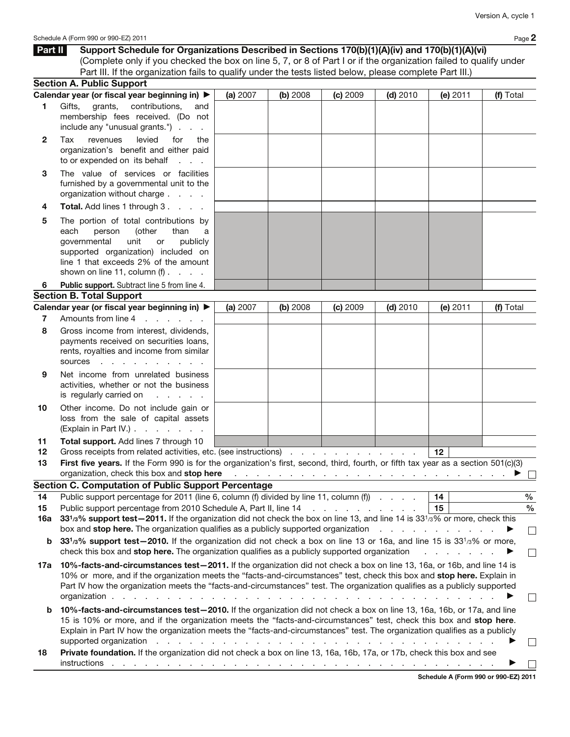## Part II Support Schedule for Organizations Described in Sections 170(b)(1)(A)(iv) and 170(b)(1)(A)(vi)

(Complete only if you checked the box on line 5, 7, or 8 of Part I or if the organization failed to qualify under Part III. If the organization fails to qualify under the tests listed below, please complete Part III.)

### Section A. Public Support

| Calendar year (or fiscal year beginning in) ▶ | (a) 2007 | (b) 2008 | (c) 2009 | (d) 2010 | (e) 2011 | (f) Total |
|---|---|---|---|---|---|---|
| **1** Gifts, grants, contributions, and membership fees received. (Do not include any "unusual grants.") | | | | | | |
| **2** Tax revenues levied for the organization's benefit and either paid to or expended on its behalf | | | | | | |
| **3** The value of services or facilities furnished by a governmental unit to the organization without charge | | | | | | |
| **4** **Total.** Add lines 1 through 3 | | | | | | |
| **5** The portion of total contributions by each person (other than a governmental unit or publicly supported organization) included on line 1 that exceeds 2% of the amount shown on line 11, column (f) | | | | | | |
| **6** **Public support.** Subtract line 5 from line 4. | | | | | | |

### Section B. Total Support

| Calendar year (or fiscal year beginning in) ▶ | (a) 2007 | (b) 2008 | (c) 2009 | (d) 2010 | (e) 2011 | (f) Total |
|---|---|---|---|---|---|---|
| **7** Amounts from line 4 | | | | | | |
| **8** Gross income from interest, dividends, payments received on securities loans, rents, royalties and income from similar sources | | | | | | |
| **9** Net income from unrelated business activities, whether or not the business is regularly carried on | | | | | | |
| **10** Other income. Do not include gain or loss from the sale of capital assets (Explain in Part IV.) | | | | | | |
| **11** **Total support.** Add lines 7 through 10 | | | | | | |

**12** Gross receipts from related activities, etc. (see instructions) . . . **12** ______

**13** **First five years.** If the Form 990 is for the organization's first, second, third, fourth, or fifth tax year as a section 501(c)(3) organization, check this box and **stop here** . . . ▶ ☐

### Section C. Computation of Public Support Percentage

**14** Public support percentage for 2011 (line 6, column (f) divided by line 11, column (f)) . . . **14** ______ %

**15** Public support percentage from 2010 Schedule A, Part II, line 14 . . . **15** ______ %

**16a** **33 1/3% support test—2011.** If the organization did not check the box on line 13, and line 14 is 33 1/3% or more, check this box and **stop here.** The organization qualifies as a publicly supported organization . . . ▶ ☐

**b** **33 1/3% support test—2010.** If the organization did not check a box on line 13 or 16a, and line 15 is 33 1/3% or more, check this box and **stop here.** The organization qualifies as a publicly supported organization . . . ▶ ☐

**17a** **10%-facts-and-circumstances test—2011.** If the organization did not check a box on line 13, 16a, or 16b, and line 14 is 10% or more, and if the organization meets the "facts-and-circumstances" test, check this box and **stop here.** Explain in Part IV how the organization meets the "facts-and-circumstances" test. The organization qualifies as a publicly supported organization . . . ▶ ☐

**b** **10%-facts-and-circumstances test—2010.** If the organization did not check a box on line 13, 16a, 16b, or 17a, and line 15 is 10% or more, and if the organization meets the "facts-and-circumstances" test, check this box and **stop here**. Explain in Part IV how the organization meets the "facts-and-circumstances" test. The organization qualifies as a publicly supported organization . . . ▶ ☐

**18** **Private foundation.** If the organization did not check a box on line 13, 16a, 16b, 17a, or 17b, check this box and see instructions . . . ▶ ☐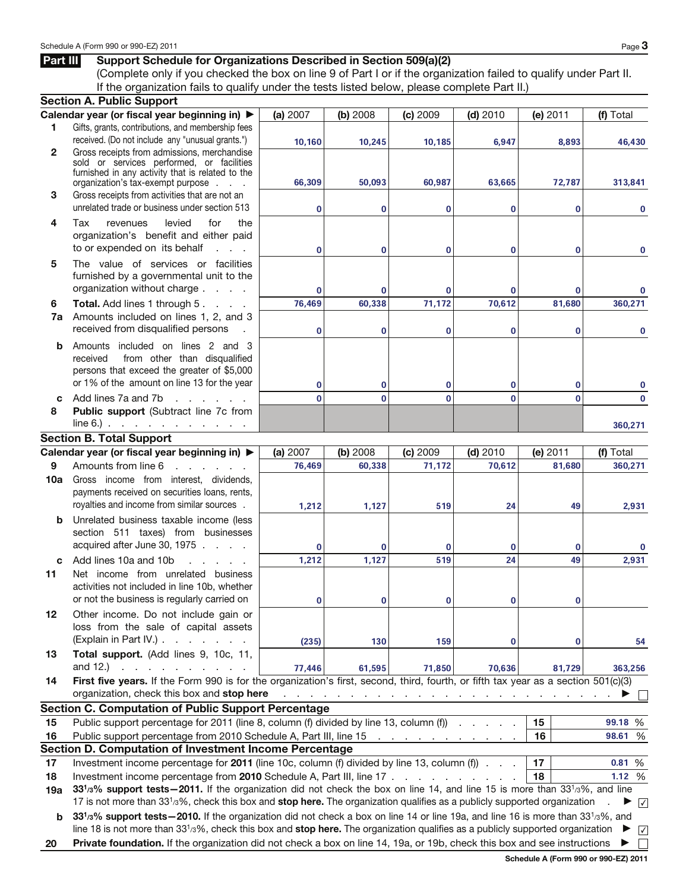## Part III Support Schedule for Organizations Described in Section 509(a)(2)

(Complete only if you checked the box on line 9 of Part I or if the organization failed to qualify under Part II. If the organization fails to qualify under the tests listed below, please complete Part II.)

### Section A. Public Support

| | Calendar year (or fiscal year beginning in) ▶ | (a) 2007 | (b) 2008 | (c) 2009 | (d) 2010 | (e) 2011 | (f) Total |
|---|---|---|---|---|---|---|---|
| 1 | Gifts, grants, contributions, and membership fees received. (Do not include any "unusual grants.") | 10,160 | 10,245 | 10,185 | 6,947 | 8,893 | 46,430 |
| 2 | Gross receipts from admissions, merchandise sold or services performed, or facilities furnished in any activity that is related to the organization's tax-exempt purpose | 66,309 | 50,093 | 60,987 | 63,665 | 72,787 | 313,841 |
| 3 | Gross receipts from activities that are not an unrelated trade or business under section 513 | 0 | 0 | 0 | 0 | 0 | 0 |
| 4 | Tax revenues levied for the organization's benefit and either paid to or expended on its behalf | 0 | 0 | 0 | 0 | 0 | 0 |
| 5 | The value of services or facilities furnished by a governmental unit to the organization without charge | 0 | 0 | 0 | 0 | 0 | 0 |
| 6 | **Total.** Add lines 1 through 5 | 76,469 | 60,338 | 71,172 | 70,612 | 81,680 | 360,271 |
| 7a | Amounts included on lines 1, 2, and 3 received from disqualified persons | 0 | 0 | 0 | 0 | 0 | 0 |
| b | Amounts included on lines 2 and 3 received from other than disqualified persons that exceed the greater of $5,000 or 1% of the amount on line 13 for the year | 0 | 0 | 0 | 0 | 0 | 0 |
| c | Add lines 7a and 7b | 0 | 0 | 0 | 0 | 0 | 0 |
| 8 | **Public support** (Subtract line 7c from line 6.) | | | | | | 360,271 |

### Section B. Total Support

| | Calendar year (or fiscal year beginning in) ▶ | (a) 2007 | (b) 2008 | (c) 2009 | (d) 2010 | (e) 2011 | (f) Total |
|---|---|---|---|---|---|---|---|
| 9 | Amounts from line 6 | 76,469 | 60,338 | 71,172 | 70,612 | 81,680 | 360,271 |
| 10a | Gross income from interest, dividends, payments received on securities loans, rents, royalties and income from similar sources | 1,212 | 1,127 | 519 | 24 | 49 | 2,931 |
| b | Unrelated business taxable income (less section 511 taxes) from businesses acquired after June 30, 1975 | 0 | 0 | 0 | 0 | 0 | 0 |
| c | Add lines 10a and 10b | 1,212 | 1,127 | 519 | 24 | 49 | 2,931 |
| 11 | Net income from unrelated business activities not included in line 10b, whether or not the business is regularly carried on | 0 | 0 | 0 | 0 | 0 | |
| 12 | Other income. Do not include gain or loss from the sale of capital assets (Explain in Part IV.) | (235) | 130 | 159 | 0 | 0 | 54 |
| 13 | **Total support.** (Add lines 9, 10c, 11, and 12.) | 77,446 | 61,595 | 71,850 | 70,636 | 81,729 | 363,256 |

14 **First five years.** If the Form 990 is for the organization's first, second, third, fourth, or fifth tax year as a section 501(c)(3) organization, check this box and **stop here** ▶ ☐

### Section C. Computation of Public Support Percentage

| | | | |
|---|---|---|---|
| 15 | Public support percentage for 2011 (line 8, column (f) divided by line 13, column (f)) | 15 | 99.18 % |
| 16 | Public support percentage from 2010 Schedule A, Part III, line 15 | 16 | 98.61 % |

### Section D. Computation of Investment Income Percentage

| | | | |
|---|---|---|---|
| 17 | Investment income percentage for **2011** (line 10c, column (f) divided by line 13, column (f)) | 17 | 0.81 % |
| 18 | Investment income percentage from **2010** Schedule A, Part III, line 17 | 18 | 1.12 % |

**19a** **33 1/3% support tests—2011.** If the organization did not check the box on line 14, and line 15 is more than 33 1/3%, and line 17 is not more than 33 1/3%, check this box and **stop here.** The organization qualifies as a publicly supported organization ▶ ☑

**b** **33 1/3% support tests—2010.** If the organization did not check a box on line 14 or line 19a, and line 16 is more than 33 1/3%, and line 18 is not more than 33 1/3%, check this box and **stop here.** The organization qualifies as a publicly supported organization ▶ ☑

**20** **Private foundation.** If the organization did not check a box on line 14, 19a, or 19b, check this box and see instructions ▶ ☐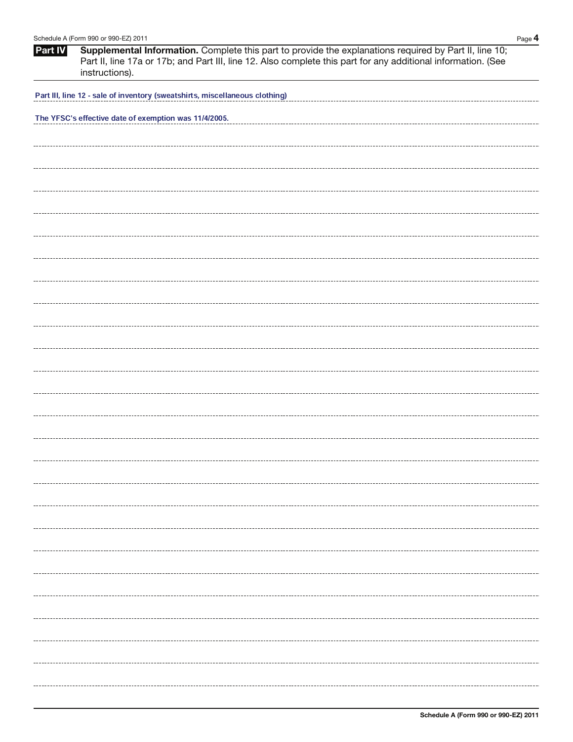**Part IV** **Supplemental Information.** Complete this part to provide the explanations required by Part II, line 10; Part II, line 17a or 17b; and Part III, line 12. Also complete this part for any additional information. (See instructions).

Part III, line 12 - sale of inventory (sweatshirts, miscellaneous clothing)

The YFSC's effective date of exemption was 11/4/2005.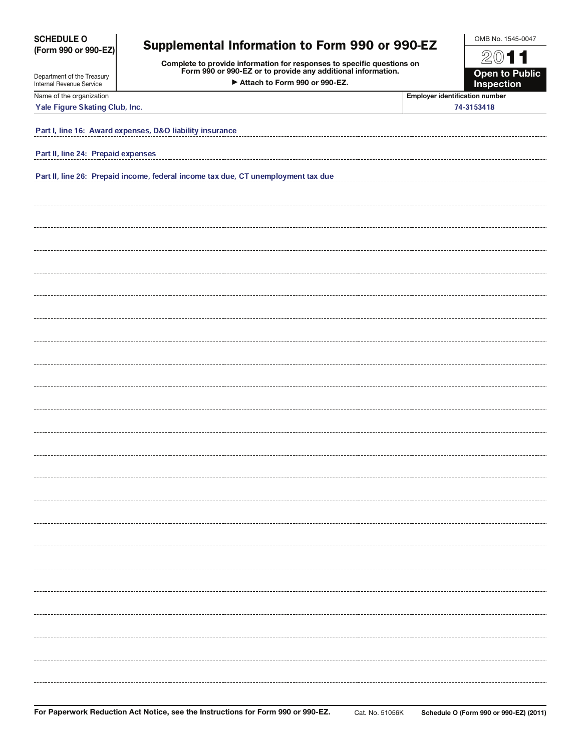**SCHEDULE O (Form 990 or 990-EZ)**

Department of the Treasury
Internal Revenue Service

# Supplemental Information to Form 990 or 990-EZ

**Complete to provide information for responses to specific questions on Form 990 or 990-EZ or to provide any additional information.**

**▶ Attach to Form 990 or 990-EZ.**

OMB No. 1545-0047

**2011**

**Open to Public Inspection**

| Name of the organization | Employer identification number |
| --- | --- |
| Yale Figure Skating Club, Inc. | 74-3153418 |

Part I, line 16: Award expenses, D&O liability insurance

Part II, line 24: Prepaid expenses

Part II, line 26: Prepaid income, federal income tax due, CT unemployment tax due

**For Paperwork Reduction Act Notice, see the Instructions for Form 990 or 990-EZ.** Cat. No. 51056K **Schedule O (Form 990 or 990-EZ) (2011)**